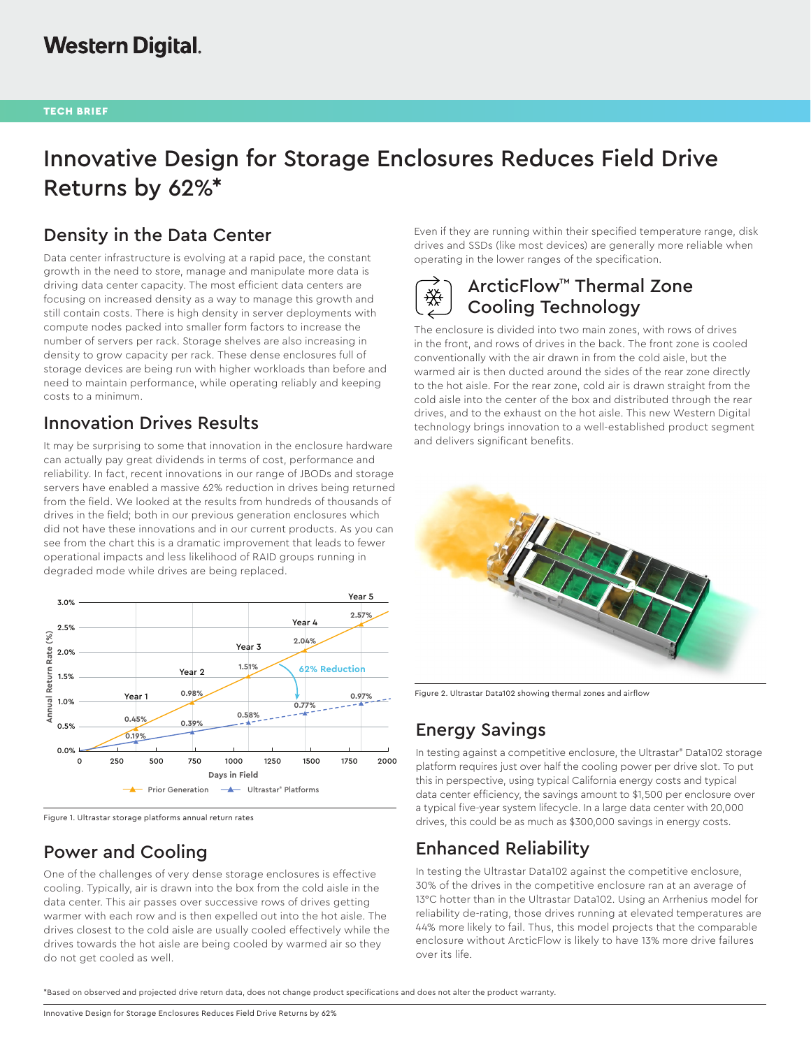TECH BRIEF

# Innovative Design for Storage Enclosures Reduces Field Drive Returns by 62%*

## Density in the Data Center

Data center infrastructure is evolving at a rapid pace, the constant growth in the need to store, manage and manipulate more data is driving data center capacity. The most efficient data centers are focusing on increased density as a way to manage this growth and still contain costs. There is high density in server deployments with compute nodes packed into smaller form factors to increase the number of servers per rack. Storage shelves are also increasing in density to grow capacity per rack. These dense enclosures full of storage devices are being run with higher workloads than before and need to maintain performance, while operating reliably and keeping costs to a minimum.

## Innovation Drives Results

It may be surprising to some that innovation in the enclosure hardware can actually pay great dividends in terms of cost, performance and reliability. In fact, recent innovations in our range of JBODs and storage servers have enabled a massive 62% reduction in drives being returned from the field. We looked at the results from hundreds of thousands of drives in the field; both in our previous generation enclosures which did not have these innovations and in our current products. As you can see from the chart this is a dramatic improvement that leads to fewer operational impacts and less likelihood of RAID groups running in degraded mode while drives are being replaced.

Figure 1. Ultrastar storage platforms annual return rates

## Power and Cooling

One of the challenges of very dense storage enclosures is effective cooling. Typically, air is drawn into the box from the cold aisle in the data center. This air passes over successive rows of drives getting warmer with each row and is then expelled out into the hot aisle. The drives closest to the cold aisle are usually cooled effectively while the drives towards the hot aisle are being cooled by warmed air so they do not get cooled as well.

Even if they are running within their specified temperature range, disk drives and SSDs (like most devices) are generally more reliable when operating in the lower ranges of the specification.

## ArcticFlow™ Thermal Zone Cooling Technology

The enclosure is divided into two main zones, with rows of drives in the front, and rows of drives in the back. The front zone is cooled conventionally with the air drawn in from the cold aisle, but the warmed air is then ducted around the sides of the rear zone directly to the hot aisle. For the rear zone, cold air is drawn straight from the cold aisle into the center of the box and distributed through the rear drives, and to the exhaust on the hot aisle. This new Western Digital technology brings innovation to a well-established product segment and delivers significant benefits.

Figure 2. Ultrastar Data102 showing thermal zones and airflow

## Energy Savings

In testing against a competitive enclosure, the Ultrastar® Data102 storage platform requires just over half the cooling power per drive slot. To put this in perspective, using typical California energy costs and typical data center efficiency, the savings amount to $1,500 per enclosure over a typical five-year system lifecycle. In a large data center with 20,000 drives, this could be as much as $300,000 savings in energy costs.

## Enhanced Reliability

In testing the Ultrastar Data102 against the competitive enclosure, 30% of the drives in the competitive enclosure ran at an average of 13°C hotter than in the Ultrastar Data102. Using an Arrhenius model for reliability de-rating, those drives running at elevated temperatures are 44% more likely to fail. Thus, this model projects that the comparable enclosure without ArcticFlow is likely to have 13% more drive failures over its life.

*Based on observed and projected drive return data, does not change product specifications and does not alter the product warranty.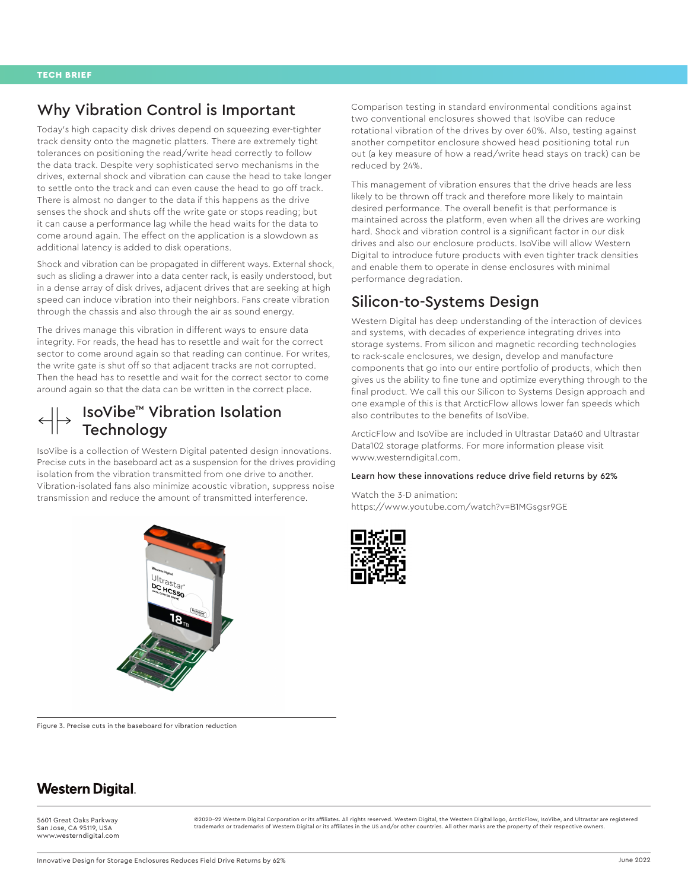## Why Vibration Control is Important

Today's high capacity disk drives depend on squeezing ever-tighter track density onto the magnetic platters. There are extremely tight tolerances on positioning the read/write head correctly to follow the data track. Despite very sophisticated servo mechanisms in the drives, external shock and vibration can cause the head to take longer to settle onto the track and can even cause the head to go off track. There is almost no danger to the data if this happens as the drive senses the shock and shuts off the write gate or stops reading; but it can cause a performance lag while the head waits for the data to come around again. The effect on the application is a slowdown as additional latency is added to disk operations.

Shock and vibration can be propagated in different ways. External shock, such as sliding a drawer into a data center rack, is easily understood, but in a dense array of disk drives, adjacent drives that are seeking at high speed can induce vibration into their neighbors. Fans create vibration through the chassis and also through the air as sound energy.

The drives manage this vibration in different ways to ensure data integrity. For reads, the head has to resettle and wait for the correct sector to come around again so that reading can continue. For writes, the write gate is shut off so that adjacent tracks are not corrupted. Then the head has to resettle and wait for the correct sector to come around again so that the data can be written in the correct place.

## IsoVibe™ Vibration Isolation Technology

IsoVibe is a collection of Western Digital patented design innovations. Precise cuts in the baseboard act as a suspension for the drives providing isolation from the vibration transmitted from one drive to another. Vibration-isolated fans also minimize acoustic vibration, suppress noise transmission and reduce the amount of transmitted interference.

Figure 3. Precise cuts in the baseboard for vibration reduction

Comparison testing in standard environmental conditions against two conventional enclosures showed that IsoVibe can reduce rotational vibration of the drives by over 60%. Also, testing against another competitor enclosure showed head positioning total run out (a key measure of how a read/write head stays on track) can be reduced by 24%.

This management of vibration ensures that the drive heads are less likely to be thrown off track and therefore more likely to maintain desired performance. The overall benefit is that performance is maintained across the platform, even when all the drives are working hard. Shock and vibration control is a significant factor in our disk drives and also our enclosure products. IsoVibe will allow Western Digital to introduce future products with even tighter track densities and enable them to operate in dense enclosures with minimal performance degradation.

## Silicon-to-Systems Design

Western Digital has deep understanding of the interaction of devices and systems, with decades of experience integrating drives into storage systems. From silicon and magnetic recording technologies to rack-scale enclosures, we design, develop and manufacture components that go into our entire portfolio of products, which then gives us the ability to fine tune and optimize everything through to the final product. We call this our Silicon to Systems Design approach and one example of this is that ArcticFlow allows lower fan speeds which also contributes to the benefits of IsoVibe.

ArcticFlow and IsoVibe are included in Ultrastar Data60 and Ultrastar Data102 storage platforms. For more information please visit www.westerndigital.com.

**Learn how these innovations reduce drive field returns by 62%**

Watch the 3-D animation:
https://www.youtube.com/watch?v=B1MGsgsr9GE

**Western Digital.**

5601 Great Oaks Parkway
San Jose, CA 95119, USA
www.westerndigital.com

©2020-22 Western Digital Corporation or its affiliates. All rights reserved. Western Digital, the Western Digital logo, ArcticFlow, IsoVibe, and Ultrastar are registered trademarks or trademarks of Western Digital or its affiliates in the US and/or other countries. All other marks are the property of their respective owners.